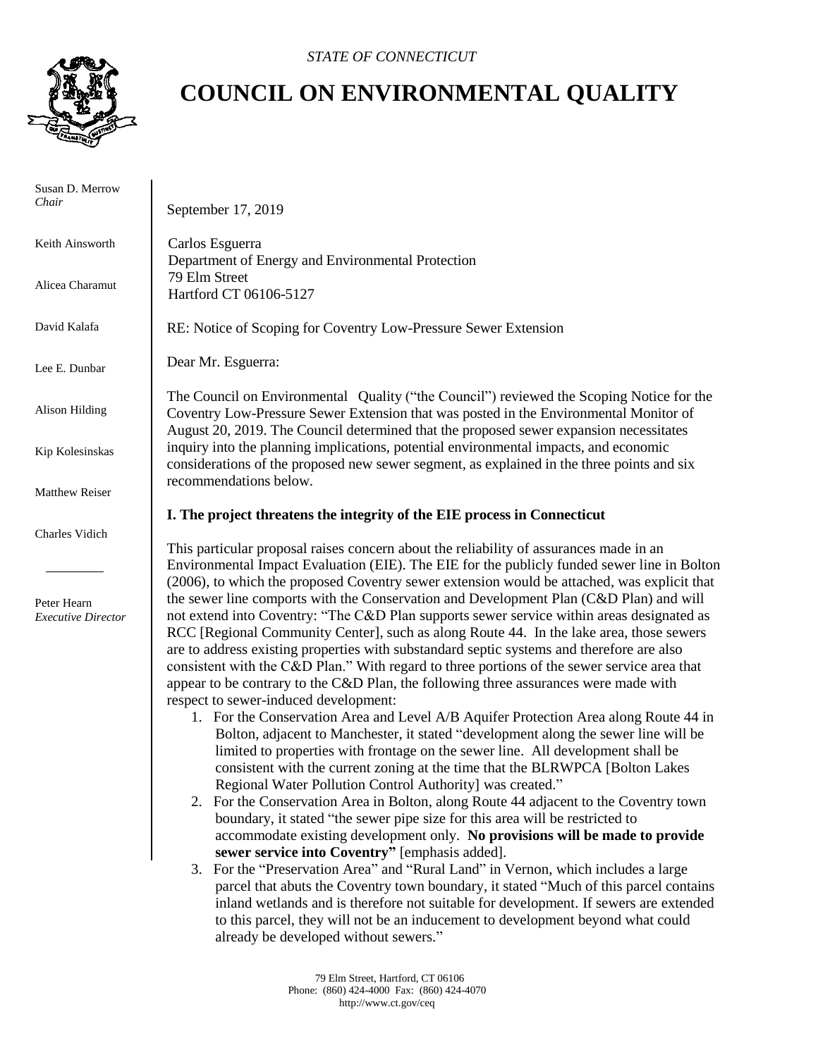*STATE OF CONNECTICUT*

# COUNCIL ON ENVIRONMENTAL QUALITY

Susan D. Merrow
*Chair*

Keith Ainsworth

Alicea Charamut

David Kalafa

Lee E. Dunbar

Alison Hilding

Kip Kolesinskas

Matthew Reiser

Charles Vidich

Peter Hearn
*Executive Director*

September 17, 2019

Carlos Esguerra
Department of Energy and Environmental Protection
79 Elm Street
Hartford CT 06106-5127

RE: Notice of Scoping for Coventry Low-Pressure Sewer Extension

Dear Mr. Esguerra:

The Council on Environmental Quality ("the Council") reviewed the Scoping Notice for the Coventry Low-Pressure Sewer Extension that was posted in the Environmental Monitor of August 20, 2019. The Council determined that the proposed sewer expansion necessitates inquiry into the planning implications, potential environmental impacts, and economic considerations of the proposed new sewer segment, as explained in the three points and six recommendations below.

**I. The project threatens the integrity of the EIE process in Connecticut**

This particular proposal raises concern about the reliability of assurances made in an Environmental Impact Evaluation (EIE). The EIE for the publicly funded sewer line in Bolton (2006), to which the proposed Coventry sewer extension would be attached, was explicit that the sewer line comports with the Conservation and Development Plan (C&D Plan) and will not extend into Coventry: "The C&D Plan supports sewer service within areas designated as RCC [Regional Community Center], such as along Route 44. In the lake area, those sewers are to address existing properties with substandard septic systems and therefore are also consistent with the C&D Plan." With regard to three portions of the sewer service area that appear to be contrary to the C&D Plan, the following three assurances were made with respect to sewer-induced development:

1. For the Conservation Area and Level A/B Aquifer Protection Area along Route 44 in Bolton, adjacent to Manchester, it stated "development along the sewer line will be limited to properties with frontage on the sewer line. All development shall be consistent with the current zoning at the time that the BLRWPCA [Bolton Lakes Regional Water Pollution Control Authority] was created."
2. For the Conservation Area in Bolton, along Route 44 adjacent to the Coventry town boundary, it stated "the sewer pipe size for this area will be restricted to accommodate existing development only. **No provisions will be made to provide sewer service into Coventry"** [emphasis added].
3. For the "Preservation Area" and "Rural Land" in Vernon, which includes a large parcel that abuts the Coventry town boundary, it stated "Much of this parcel contains inland wetlands and is therefore not suitable for development. If sewers are extended to this parcel, they will not be an inducement to development beyond what could already be developed without sewers."

79 Elm Street, Hartford, CT 06106
Phone: (860) 424-4000 Fax: (860) 424-4070
http://www.ct.gov/ceq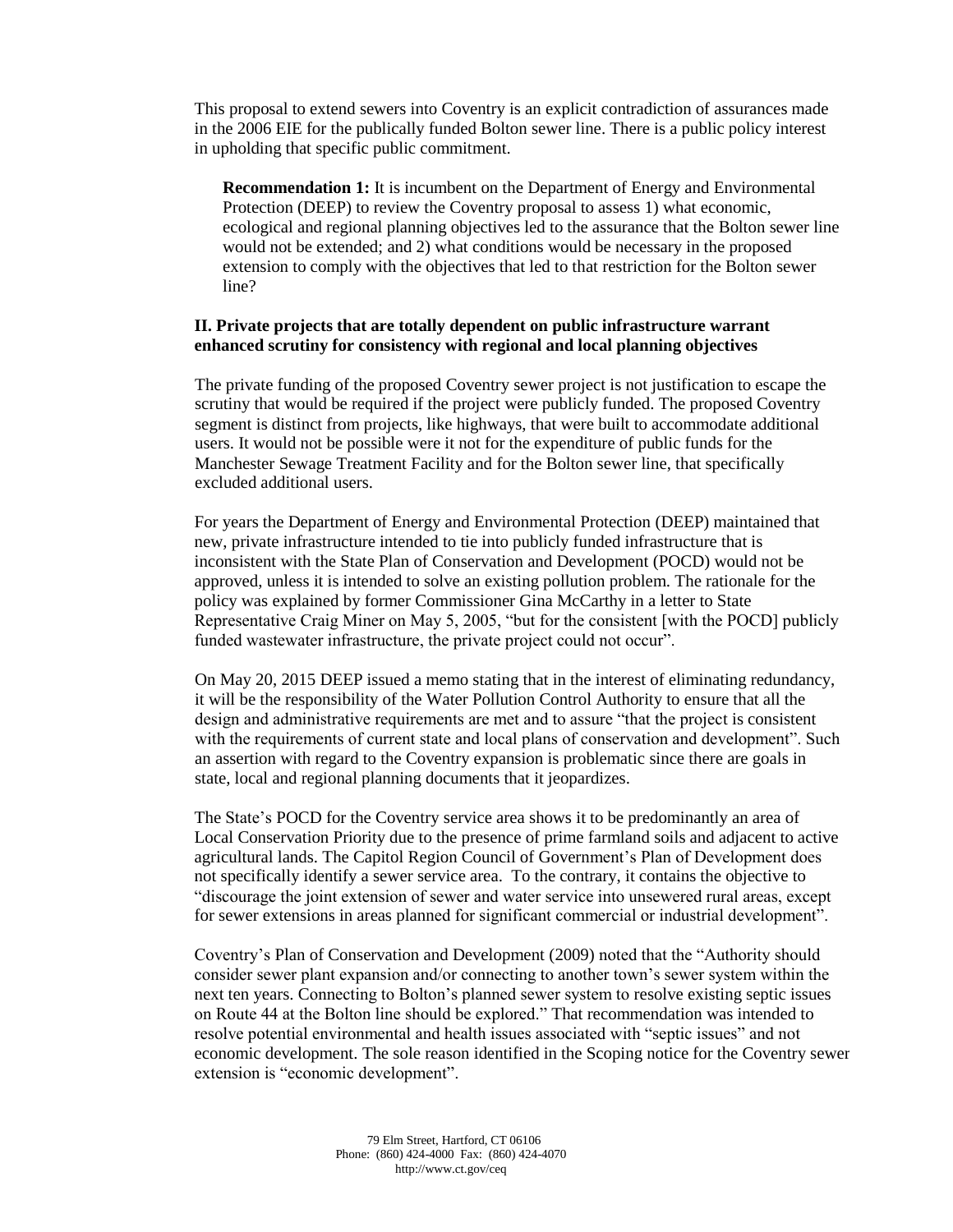This proposal to extend sewers into Coventry is an explicit contradiction of assurances made in the 2006 EIE for the publically funded Bolton sewer line. There is a public policy interest in upholding that specific public commitment.

> **Recommendation 1:** It is incumbent on the Department of Energy and Environmental Protection (DEEP) to review the Coventry proposal to assess 1) what economic, ecological and regional planning objectives led to the assurance that the Bolton sewer line would not be extended; and 2) what conditions would be necessary in the proposed extension to comply with the objectives that led to that restriction for the Bolton sewer line?

### II. Private projects that are totally dependent on public infrastructure warrant enhanced scrutiny for consistency with regional and local planning objectives

The private funding of the proposed Coventry sewer project is not justification to escape the scrutiny that would be required if the project were publicly funded. The proposed Coventry segment is distinct from projects, like highways, that were built to accommodate additional users. It would not be possible were it not for the expenditure of public funds for the Manchester Sewage Treatment Facility and for the Bolton sewer line, that specifically excluded additional users.

For years the Department of Energy and Environmental Protection (DEEP) maintained that new, private infrastructure intended to tie into publicly funded infrastructure that is inconsistent with the State Plan of Conservation and Development (POCD) would not be approved, unless it is intended to solve an existing pollution problem. The rationale for the policy was explained by former Commissioner Gina McCarthy in a letter to State Representative Craig Miner on May 5, 2005, "but for the consistent [with the POCD] publicly funded wastewater infrastructure, the private project could not occur".

On May 20, 2015 DEEP issued a memo stating that in the interest of eliminating redundancy, it will be the responsibility of the Water Pollution Control Authority to ensure that all the design and administrative requirements are met and to assure "that the project is consistent with the requirements of current state and local plans of conservation and development". Such an assertion with regard to the Coventry expansion is problematic since there are goals in state, local and regional planning documents that it jeopardizes.

The State's POCD for the Coventry service area shows it to be predominantly an area of Local Conservation Priority due to the presence of prime farmland soils and adjacent to active agricultural lands. The Capitol Region Council of Government's Plan of Development does not specifically identify a sewer service area. To the contrary, it contains the objective to "discourage the joint extension of sewer and water service into unsewered rural areas, except for sewer extensions in areas planned for significant commercial or industrial development".

Coventry's Plan of Conservation and Development (2009) noted that the "Authority should consider sewer plant expansion and/or connecting to another town's sewer system within the next ten years. Connecting to Bolton's planned sewer system to resolve existing septic issues on Route 44 at the Bolton line should be explored." That recommendation was intended to resolve potential environmental and health issues associated with "septic issues" and not economic development. The sole reason identified in the Scoping notice for the Coventry sewer extension is "economic development".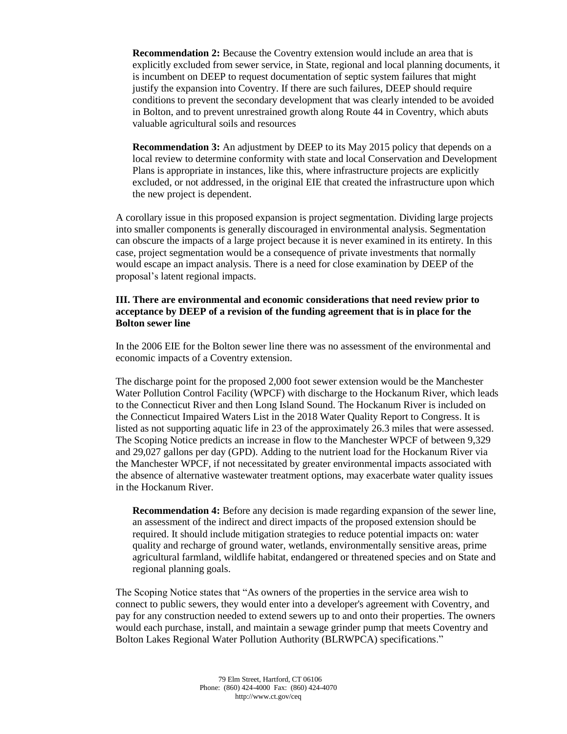**Recommendation 2:** Because the Coventry extension would include an area that is explicitly excluded from sewer service, in State, regional and local planning documents, it is incumbent on DEEP to request documentation of septic system failures that might justify the expansion into Coventry. If there are such failures, DEEP should require conditions to prevent the secondary development that was clearly intended to be avoided in Bolton, and to prevent unrestrained growth along Route 44 in Coventry, which abuts valuable agricultural soils and resources

**Recommendation 3:** An adjustment by DEEP to its May 2015 policy that depends on a local review to determine conformity with state and local Conservation and Development Plans is appropriate in instances, like this, where infrastructure projects are explicitly excluded, or not addressed, in the original EIE that created the infrastructure upon which the new project is dependent.

A corollary issue in this proposed expansion is project segmentation. Dividing large projects into smaller components is generally discouraged in environmental analysis. Segmentation can obscure the impacts of a large project because it is never examined in its entirety. In this case, project segmentation would be a consequence of private investments that normally would escape an impact analysis. There is a need for close examination by DEEP of the proposal's latent regional impacts.

### III. There are environmental and economic considerations that need review prior to acceptance by DEEP of a revision of the funding agreement that is in place for the Bolton sewer line

In the 2006 EIE for the Bolton sewer line there was no assessment of the environmental and economic impacts of a Coventry extension.

The discharge point for the proposed 2,000 foot sewer extension would be the Manchester Water Pollution Control Facility (WPCF) with discharge to the Hockanum River, which leads to the Connecticut River and then Long Island Sound. The Hockanum River is included on the Connecticut Impaired Waters List in the 2018 Water Quality Report to Congress. It is listed as not supporting aquatic life in 23 of the approximately 26.3 miles that were assessed. The Scoping Notice predicts an increase in flow to the Manchester WPCF of between 9,329 and 29,027 gallons per day (GPD). Adding to the nutrient load for the Hockanum River via the Manchester WPCF, if not necessitated by greater environmental impacts associated with the absence of alternative wastewater treatment options, may exacerbate water quality issues in the Hockanum River.

**Recommendation 4:** Before any decision is made regarding expansion of the sewer line, an assessment of the indirect and direct impacts of the proposed extension should be required. It should include mitigation strategies to reduce potential impacts on: water quality and recharge of ground water, wetlands, environmentally sensitive areas, prime agricultural farmland, wildlife habitat, endangered or threatened species and on State and regional planning goals.

The Scoping Notice states that "As owners of the properties in the service area wish to connect to public sewers, they would enter into a developer's agreement with Coventry, and pay for any construction needed to extend sewers up to and onto their properties. The owners would each purchase, install, and maintain a sewage grinder pump that meets Coventry and Bolton Lakes Regional Water Pollution Authority (BLRWPCA) specifications."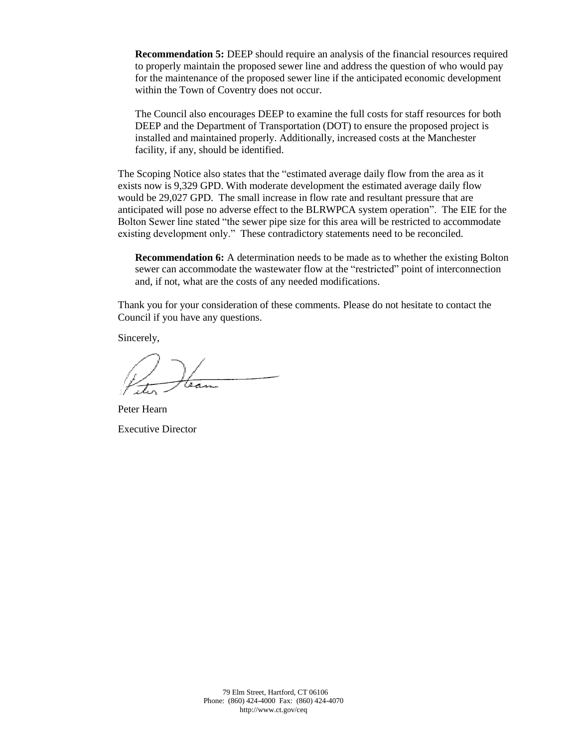**Recommendation 5:** DEEP should require an analysis of the financial resources required to properly maintain the proposed sewer line and address the question of who would pay for the maintenance of the proposed sewer line if the anticipated economic development within the Town of Coventry does not occur.

The Council also encourages DEEP to examine the full costs for staff resources for both DEEP and the Department of Transportation (DOT) to ensure the proposed project is installed and maintained properly. Additionally, increased costs at the Manchester facility, if any, should be identified.

The Scoping Notice also states that the "estimated average daily flow from the area as it exists now is 9,329 GPD. With moderate development the estimated average daily flow would be 29,027 GPD. The small increase in flow rate and resultant pressure that are anticipated will pose no adverse effect to the BLRWPCA system operation". The EIE for the Bolton Sewer line stated "the sewer pipe size for this area will be restricted to accommodate existing development only." These contradictory statements need to be reconciled.

**Recommendation 6:** A determination needs to be made as to whether the existing Bolton sewer can accommodate the wastewater flow at the "restricted" point of interconnection and, if not, what are the costs of any needed modifications.

Thank you for your consideration of these comments. Please do not hesitate to contact the Council if you have any questions.

Sincerely,

Peter Hearn

Executive Director

79 Elm Street, Hartford, CT 06106
Phone: (860) 424-4000 Fax: (860) 424-4070
http://www.ct.gov/ceq